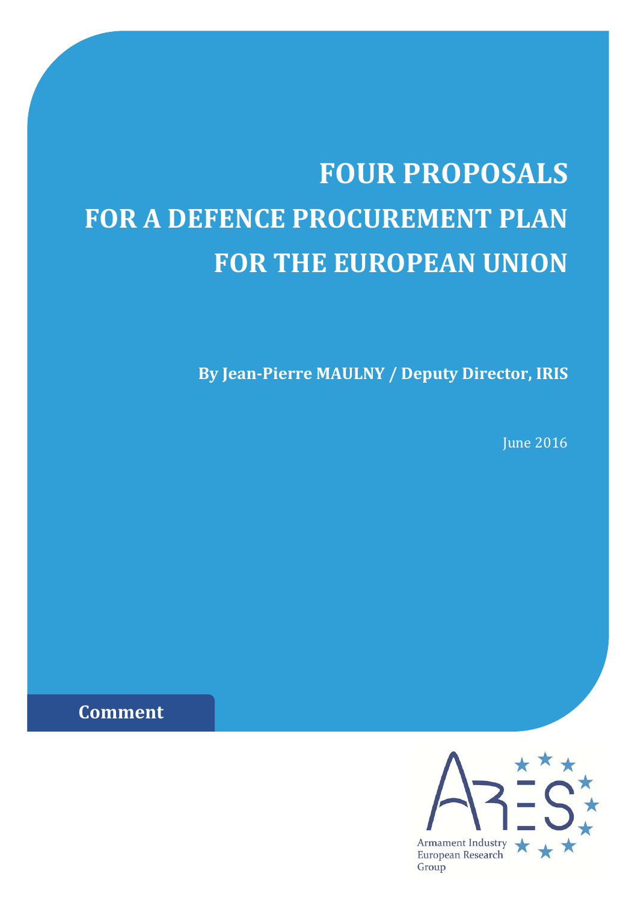# FOUR PROPOSALS FOR A DEFENCE PROCUREMENT PLAN FOR THE EUROPEAN UNION

**By Jean-Pierre MAULNY / Deputy Director, IRIS**

June 2016

**Comment**

Armament Industry European Research Group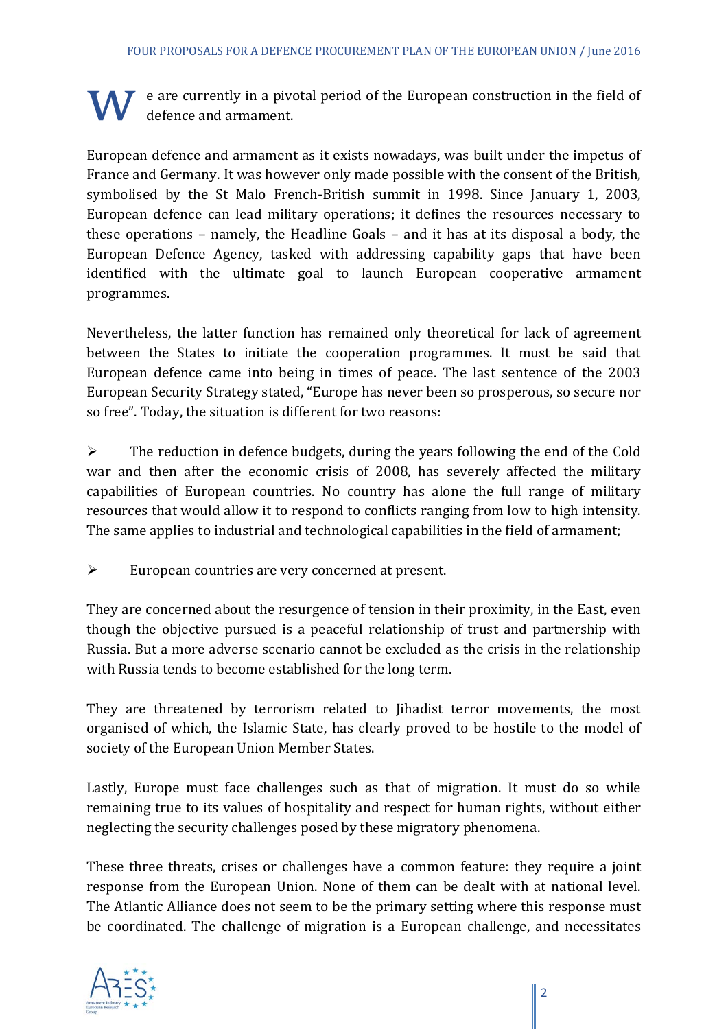We are currently in a pivotal period of the European construction in the field of defence and armament.

European defence and armament as it exists nowadays, was built under the impetus of France and Germany. It was however only made possible with the consent of the British, symbolised by the St Malo French-British summit in 1998. Since January 1, 2003, European defence can lead military operations; it defines the resources necessary to these operations – namely, the Headline Goals – and it has at its disposal a body, the European Defence Agency, tasked with addressing capability gaps that have been identified with the ultimate goal to launch European cooperative armament programmes.

Nevertheless, the latter function has remained only theoretical for lack of agreement between the States to initiate the cooperation programmes. It must be said that European defence came into being in times of peace. The last sentence of the 2003 European Security Strategy stated, "Europe has never been so prosperous, so secure nor so free". Today, the situation is different for two reasons:

- The reduction in defence budgets, during the years following the end of the Cold war and then after the economic crisis of 2008, has severely affected the military capabilities of European countries. No country has alone the full range of military resources that would allow it to respond to conflicts ranging from low to high intensity. The same applies to industrial and technological capabilities in the field of armament;

- European countries are very concerned at present.

They are concerned about the resurgence of tension in their proximity, in the East, even though the objective pursued is a peaceful relationship of trust and partnership with Russia. But a more adverse scenario cannot be excluded as the crisis in the relationship with Russia tends to become established for the long term.

They are threatened by terrorism related to Jihadist terror movements, the most organised of which, the Islamic State, has clearly proved to be hostile to the model of society of the European Union Member States.

Lastly, Europe must face challenges such as that of migration. It must do so while remaining true to its values of hospitality and respect for human rights, without either neglecting the security challenges posed by these migratory phenomena.

These three threats, crises or challenges have a common feature: they require a joint response from the European Union. None of them can be dealt with at national level. The Atlantic Alliance does not seem to be the primary setting where this response must be coordinated. The challenge of migration is a European challenge, and necessitates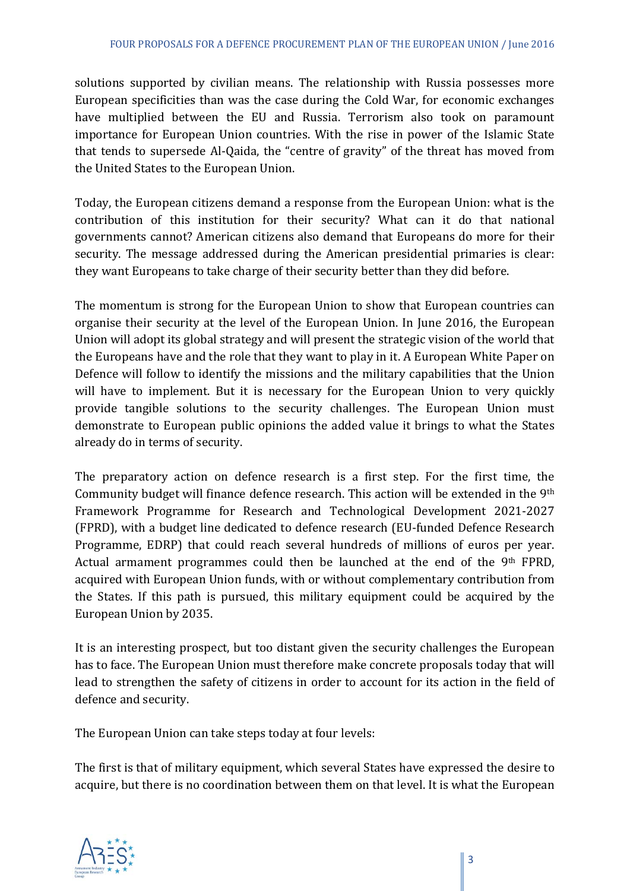solutions supported by civilian means. The relationship with Russia possesses more European specificities than was the case during the Cold War, for economic exchanges have multiplied between the EU and Russia. Terrorism also took on paramount importance for European Union countries. With the rise in power of the Islamic State that tends to supersede Al-Qaida, the "centre of gravity" of the threat has moved from the United States to the European Union.

Today, the European citizens demand a response from the European Union: what is the contribution of this institution for their security? What can it do that national governments cannot? American citizens also demand that Europeans do more for their security. The message addressed during the American presidential primaries is clear: they want Europeans to take charge of their security better than they did before.

The momentum is strong for the European Union to show that European countries can organise their security at the level of the European Union. In June 2016, the European Union will adopt its global strategy and will present the strategic vision of the world that the Europeans have and the role that they want to play in it. A European White Paper on Defence will follow to identify the missions and the military capabilities that the Union will have to implement. But it is necessary for the European Union to very quickly provide tangible solutions to the security challenges. The European Union must demonstrate to European public opinions the added value it brings to what the States already do in terms of security.

The preparatory action on defence research is a first step. For the first time, the Community budget will finance defence research. This action will be extended in the 9th Framework Programme for Research and Technological Development 2021-2027 (FPRD), with a budget line dedicated to defence research (EU-funded Defence Research Programme, EDRP) that could reach several hundreds of millions of euros per year. Actual armament programmes could then be launched at the end of the 9th FPRD, acquired with European Union funds, with or without complementary contribution from the States. If this path is pursued, this military equipment could be acquired by the European Union by 2035.

It is an interesting prospect, but too distant given the security challenges the European has to face. The European Union must therefore make concrete proposals today that will lead to strengthen the safety of citizens in order to account for its action in the field of defence and security.

The European Union can take steps today at four levels:

The first is that of military equipment, which several States have expressed the desire to acquire, but there is no coordination between them on that level. It is what the European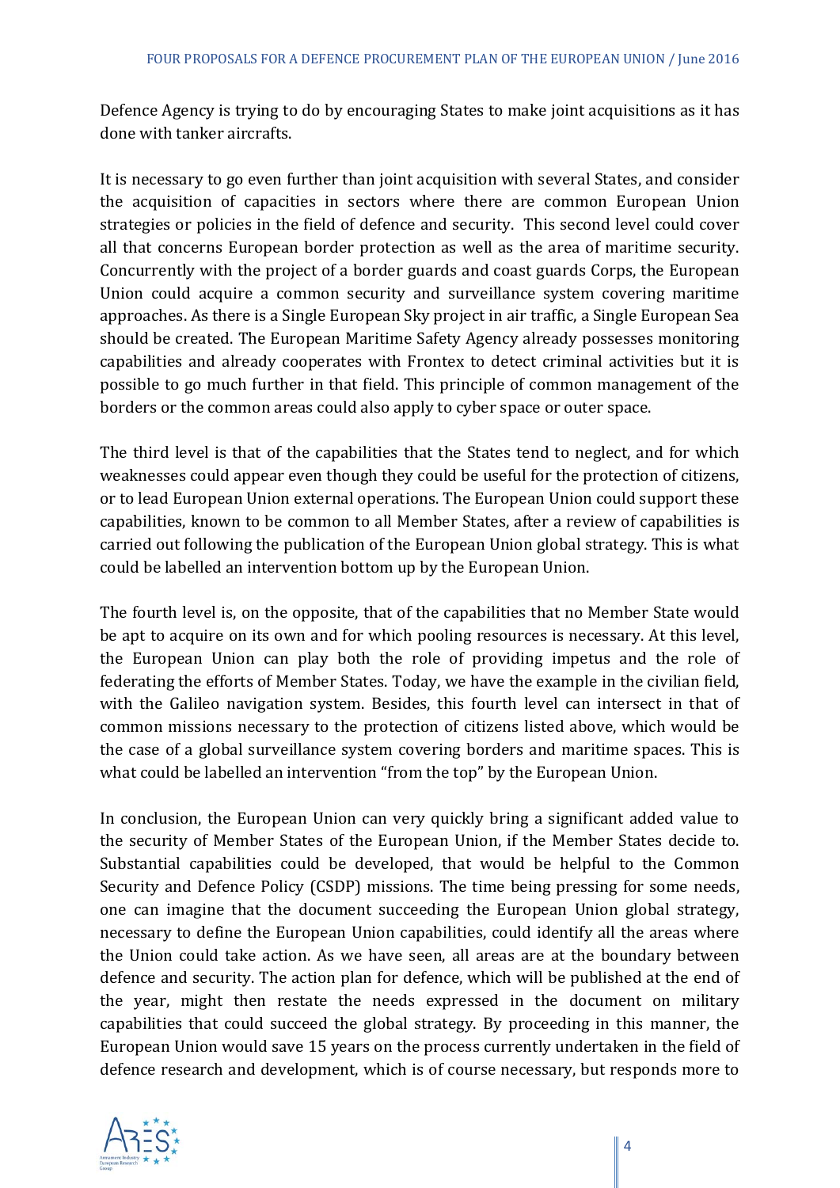Defence Agency is trying to do by encouraging States to make joint acquisitions as it has done with tanker aircrafts.

It is necessary to go even further than joint acquisition with several States, and consider the acquisition of capacities in sectors where there are common European Union strategies or policies in the field of defence and security. This second level could cover all that concerns European border protection as well as the area of maritime security. Concurrently with the project of a border guards and coast guards Corps, the European Union could acquire a common security and surveillance system covering maritime approaches. As there is a Single European Sky project in air traffic, a Single European Sea should be created. The European Maritime Safety Agency already possesses monitoring capabilities and already cooperates with Frontex to detect criminal activities but it is possible to go much further in that field. This principle of common management of the borders or the common areas could also apply to cyber space or outer space.

The third level is that of the capabilities that the States tend to neglect, and for which weaknesses could appear even though they could be useful for the protection of citizens, or to lead European Union external operations. The European Union could support these capabilities, known to be common to all Member States, after a review of capabilities is carried out following the publication of the European Union global strategy. This is what could be labelled an intervention bottom up by the European Union.

The fourth level is, on the opposite, that of the capabilities that no Member State would be apt to acquire on its own and for which pooling resources is necessary. At this level, the European Union can play both the role of providing impetus and the role of federating the efforts of Member States. Today, we have the example in the civilian field, with the Galileo navigation system. Besides, this fourth level can intersect in that of common missions necessary to the protection of citizens listed above, which would be the case of a global surveillance system covering borders and maritime spaces. This is what could be labelled an intervention "from the top" by the European Union.

In conclusion, the European Union can very quickly bring a significant added value to the security of Member States of the European Union, if the Member States decide to. Substantial capabilities could be developed, that would be helpful to the Common Security and Defence Policy (CSDP) missions. The time being pressing for some needs, one can imagine that the document succeeding the European Union global strategy, necessary to define the European Union capabilities, could identify all the areas where the Union could take action. As we have seen, all areas are at the boundary between defence and security. The action plan for defence, which will be published at the end of the year, might then restate the needs expressed in the document on military capabilities that could succeed the global strategy. By proceeding in this manner, the European Union would save 15 years on the process currently undertaken in the field of defence research and development, which is of course necessary, but responds more to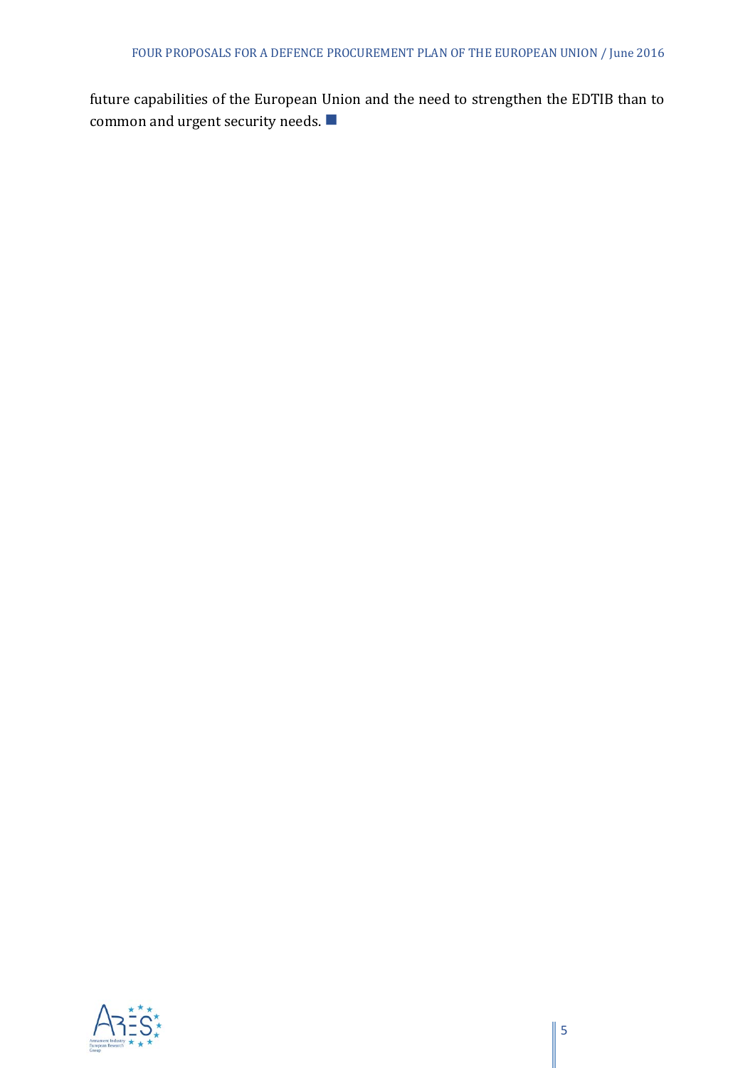future capabilities of the European Union and the need to strengthen the EDTIB than to common and urgent security needs. ■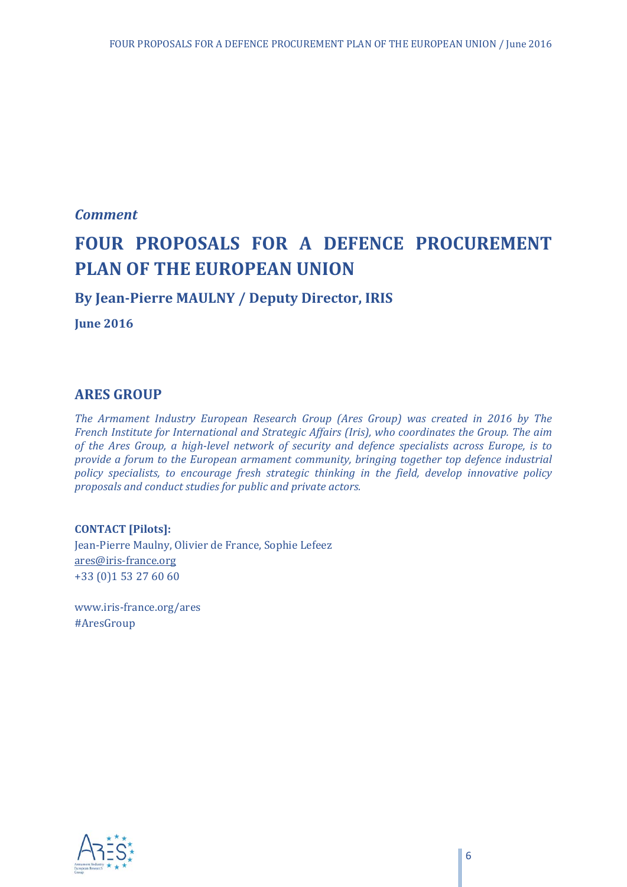*Comment*

# FOUR PROPOSALS FOR A DEFENCE PROCUREMENT PLAN OF THE EUROPEAN UNION

**By Jean-Pierre MAULNY / Deputy Director, IRIS**

**June 2016**

## ARES GROUP

*The Armament Industry European Research Group (Ares Group) was created in 2016 by The French Institute for International and Strategic Affairs (Iris), who coordinates the Group. The aim of the Ares Group, a high-level network of security and defence specialists across Europe, is to provide a forum to the European armament community, bringing together top defence industrial policy specialists, to encourage fresh strategic thinking in the field, develop innovative policy proposals and conduct studies for public and private actors.*

**CONTACT [Pilots]:**
Jean-Pierre Maulny, Olivier de France, Sophie Lefeez
ares@iris-france.org
+33 (0)1 53 27 60 60

www.iris-france.org/ares
#AresGroup